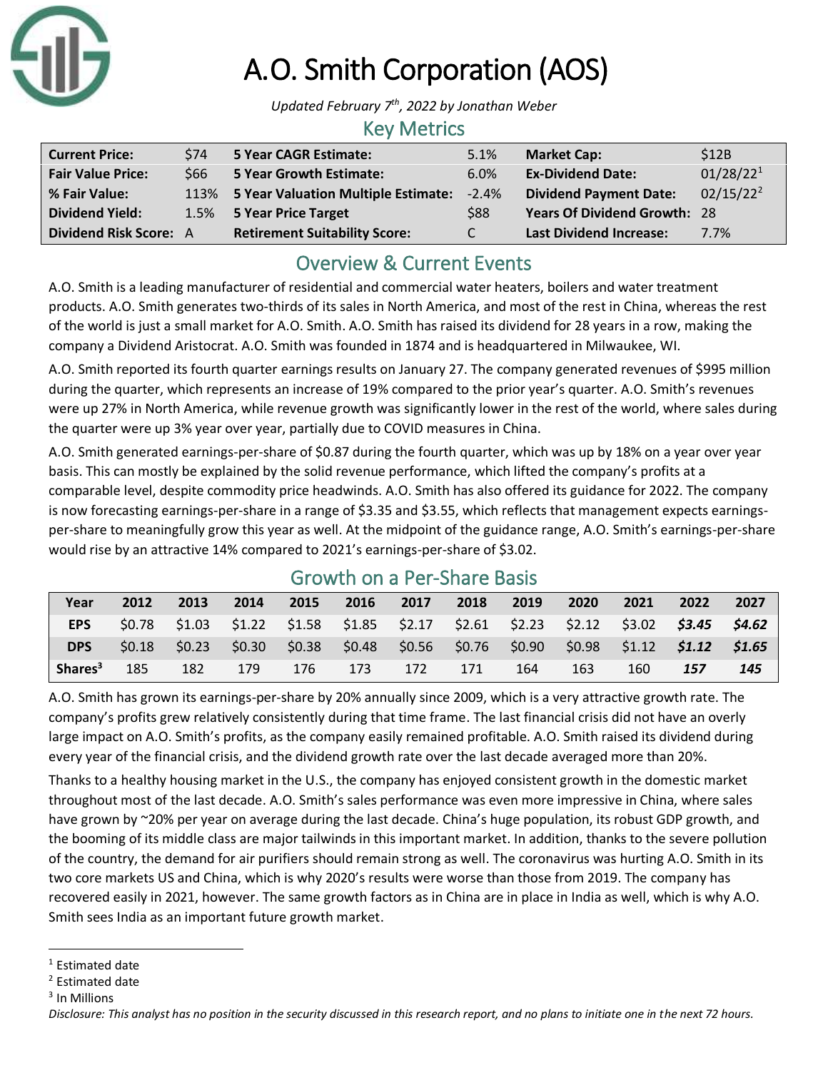# A.O. Smith Corporation (AOS)

*Updated February 7th, 2022 by Jonathan Weber*

## Key Metrics

| | | | | | |
|---|---|---|---|---|---|
| **Current Price:** | $74 | **5 Year CAGR Estimate:** | 5.1% | **Market Cap:** | $12B |
| **Fair Value Price:** | $66 | **5 Year Growth Estimate:** | 6.0% | **Ex-Dividend Date:** | 01/28/22[1] |
| **% Fair Value:** | 113% | **5 Year Valuation Multiple Estimate:** | -2.4% | **Dividend Payment Date:** | 02/15/22[2] |
| **Dividend Yield:** | 1.5% | **5 Year Price Target** | $88 | **Years Of Dividend Growth:** | 28 |
| **Dividend Risk Score:** | A | **Retirement Suitability Score:** | C | **Last Dividend Increase:** | 7.7% |

## Overview & Current Events

A.O. Smith is a leading manufacturer of residential and commercial water heaters, boilers and water treatment products. A.O. Smith generates two-thirds of its sales in North America, and most of the rest in China, whereas the rest of the world is just a small market for A.O. Smith. A.O. Smith has raised its dividend for 28 years in a row, making the company a Dividend Aristocrat. A.O. Smith was founded in 1874 and is headquartered in Milwaukee, WI.

A.O. Smith reported its fourth quarter earnings results on January 27. The company generated revenues of $995 million during the quarter, which represents an increase of 19% compared to the prior year's quarter. A.O. Smith's revenues were up 27% in North America, while revenue growth was significantly lower in the rest of the world, where sales during the quarter were up 3% year over year, partially due to COVID measures in China.

A.O. Smith generated earnings-per-share of $0.87 during the fourth quarter, which was up by 18% on a year over year basis. This can mostly be explained by the solid revenue performance, which lifted the company's profits at a comparable level, despite commodity price headwinds. A.O. Smith has also offered its guidance for 2022. The company is now forecasting earnings-per-share in a range of $3.35 and $3.55, which reflects that management expects earnings-per-share to meaningfully grow this year as well. At the midpoint of the guidance range, A.O. Smith's earnings-per-share would rise by an attractive 14% compared to 2021's earnings-per-share of $3.02.

## Growth on a Per-Share Basis

| Year | 2012 | 2013 | 2014 | 2015 | 2016 | 2017 | 2018 | 2019 | 2020 | 2021 | 2022 | 2027 |
|---|---|---|---|---|---|---|---|---|---|---|---|---|
| **EPS** | $0.78 | $1.03 | $1.22 | $1.58 | $1.85 | $2.17 | $2.61 | $2.23 | $2.12 | $3.02 | ***$3.45*** | ***$4.62*** |
| **DPS** | $0.18 | $0.23 | $0.30 | $0.38 | $0.48 | $0.56 | $0.76 | $0.90 | $0.98 | $1.12 | ***$1.12*** | ***$1.65*** |
| **Shares[3]** | 185 | 182 | 179 | 176 | 173 | 172 | 171 | 164 | 163 | 160 | ***157*** | ***145*** |

A.O. Smith has grown its earnings-per-share by 20% annually since 2009, which is a very attractive growth rate. The company's profits grew relatively consistently during that time frame. The last financial crisis did not have an overly large impact on A.O. Smith's profits, as the company easily remained profitable. A.O. Smith raised its dividend during every year of the financial crisis, and the dividend growth rate over the last decade averaged more than 20%.

Thanks to a healthy housing market in the U.S., the company has enjoyed consistent growth in the domestic market throughout most of the last decade. A.O. Smith's sales performance was even more impressive in China, where sales have grown by ~20% per year on average during the last decade. China's huge population, its robust GDP growth, and the booming of its middle class are major tailwinds in this important market. In addition, thanks to the severe pollution of the country, the demand for air purifiers should remain strong as well. The coronavirus was hurting A.O. Smith in its two core markets US and China, which is why 2020's results were worse than those from 2019. The company has recovered easily in 2021, however. The same growth factors as in China are in place in India as well, which is why A.O. Smith sees India as an important future growth market.

---

[1] Estimated date

[2] Estimated date

[3] In Millions

*Disclosure: This analyst has no position in the security discussed in this research report, and no plans to initiate one in the next 72 hours.*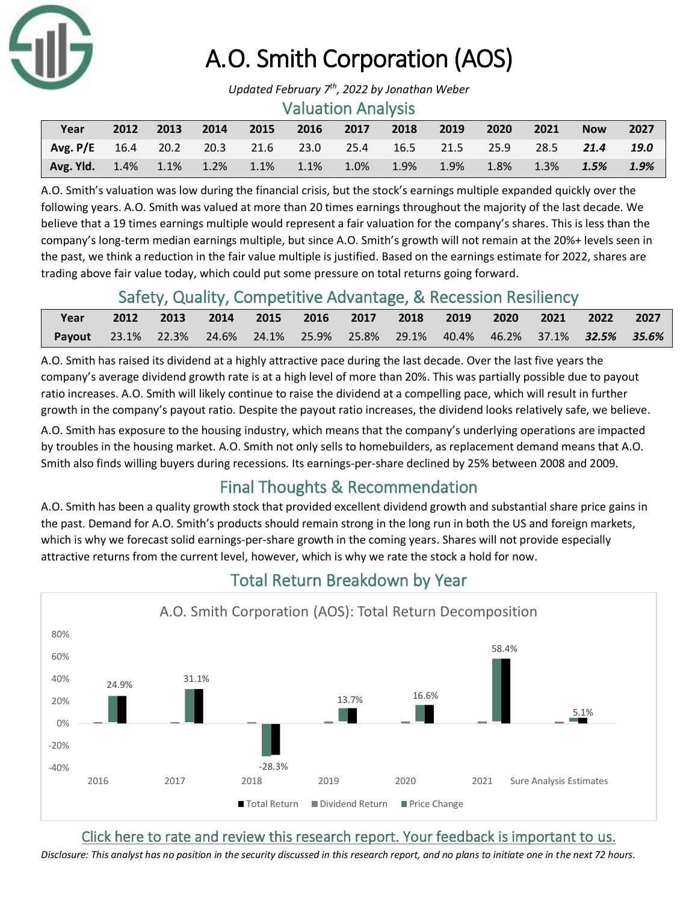# A.O. Smith Corporation (AOS)

*Updated February 7th, 2022 by Jonathan Weber*

## Valuation Analysis

| Year | 2012 | 2013 | 2014 | 2015 | 2016 | 2017 | 2018 | 2019 | 2020 | 2021 | Now | 2027 |
|---|---|---|---|---|---|---|---|---|---|---|---|---|
| **Avg. P/E** | 16.4 | 20.2 | 20.3 | 21.6 | 23.0 | 25.4 | 16.5 | 21.5 | 25.9 | 28.5 | ***21.4*** | ***19.0*** |
| **Avg. Yld.** | 1.4% | 1.1% | 1.2% | 1.1% | 1.1% | 1.0% | 1.9% | 1.9% | 1.8% | 1.3% | ***1.5%*** | ***1.9%*** |

A.O. Smith's valuation was low during the financial crisis, but the stock's earnings multiple expanded quickly over the following years. A.O. Smith was valued at more than 20 times earnings throughout the majority of the last decade. We believe that a 19 times earnings multiple would represent a fair valuation for the company's shares. This is less than the company's long-term median earnings multiple, but since A.O. Smith's growth will not remain at the 20%+ levels seen in the past, we think a reduction in the fair value multiple is justified. Based on the earnings estimate for 2022, shares are trading above fair value today, which could put some pressure on total returns going forward.

## Safety, Quality, Competitive Advantage, & Recession Resiliency

| Year | 2012 | 2013 | 2014 | 2015 | 2016 | 2017 | 2018 | 2019 | 2020 | 2021 | 2022 | 2027 |
|---|---|---|---|---|---|---|---|---|---|---|---|---|
| **Payout** | 23.1% | 22.3% | 24.6% | 24.1% | 25.9% | 25.8% | 29.1% | 40.4% | 46.2% | 37.1% | ***32.5%*** | ***35.6%*** |

A.O. Smith has raised its dividend at a highly attractive pace during the last decade. Over the last five years the company's average dividend growth rate is at a high level of more than 20%. This was partially possible due to payout ratio increases. A.O. Smith will likely continue to raise the dividend at a compelling pace, which will result in further growth in the company's payout ratio. Despite the payout ratio increases, the dividend looks relatively safe, we believe.

A.O. Smith has exposure to the housing industry, which means that the company's underlying operations are impacted by troubles in the housing market. A.O. Smith not only sells to homebuilders, as replacement demand means that A.O. Smith also finds willing buyers during recessions. Its earnings-per-share declined by 25% between 2008 and 2009.

## Final Thoughts & Recommendation

A.O. Smith has been a quality growth stock that provided excellent dividend growth and substantial share price gains in the past. Demand for A.O. Smith's products should remain strong in the long run in both the US and foreign markets, which is why we forecast solid earnings-per-share growth in the coming years. Shares will not provide especially attractive returns from the current level, however, which is why we rate the stock a hold for now.

## Total Return Breakdown by Year

A.O. Smith Corporation (AOS): Total Return Decomposition

| | 2016 | 2017 | 2018 | 2019 | 2020 | 2021 | Sure Analysis Estimates |
|---|---|---|---|---|---|---|---|
| Total Return | 24.9% | 31.1% | -28.3% | 13.7% | 16.6% | 58.4% | 5.1% |

Click here to rate and review this research report. Your feedback is important to us.

*Disclosure: This analyst has no position in the security discussed in this research report, and no plans to initiate one in the next 72 hours.*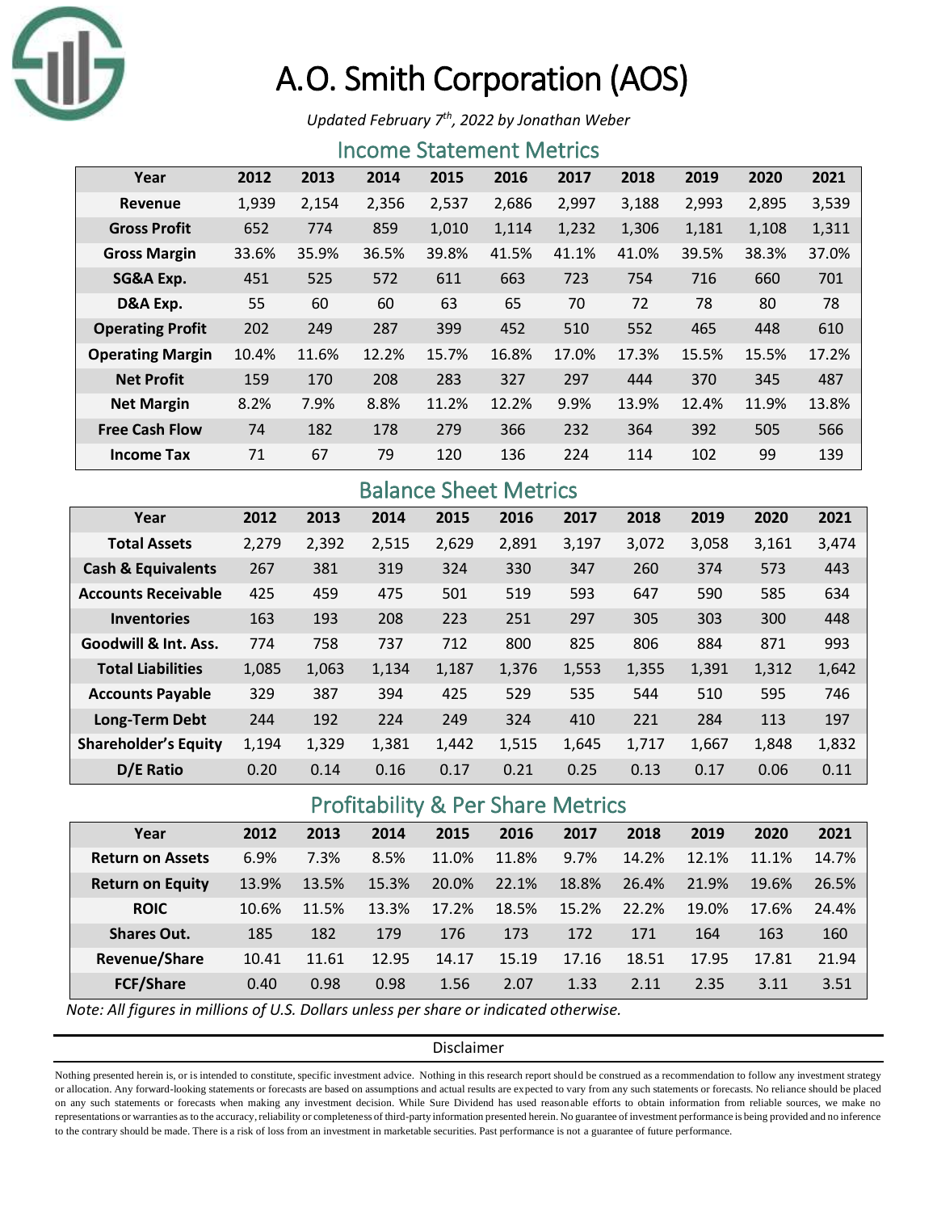# A.O. Smith Corporation (AOS)

*Updated February 7th, 2022 by Jonathan Weber*

## Income Statement Metrics

| Year | 2012 | 2013 | 2014 | 2015 | 2016 | 2017 | 2018 | 2019 | 2020 | 2021 |
|---|---|---|---|---|---|---|---|---|---|---|
| Revenue | 1,939 | 2,154 | 2,356 | 2,537 | 2,686 | 2,997 | 3,188 | 2,993 | 2,895 | 3,539 |
| Gross Profit | 652 | 774 | 859 | 1,010 | 1,114 | 1,232 | 1,306 | 1,181 | 1,108 | 1,311 |
| Gross Margin | 33.6% | 35.9% | 36.5% | 39.8% | 41.5% | 41.1% | 41.0% | 39.5% | 38.3% | 37.0% |
| SG&A Exp. | 451 | 525 | 572 | 611 | 663 | 723 | 754 | 716 | 660 | 701 |
| D&A Exp. | 55 | 60 | 60 | 63 | 65 | 70 | 72 | 78 | 80 | 78 |
| Operating Profit | 202 | 249 | 287 | 399 | 452 | 510 | 552 | 465 | 448 | 610 |
| Operating Margin | 10.4% | 11.6% | 12.2% | 15.7% | 16.8% | 17.0% | 17.3% | 15.5% | 15.5% | 17.2% |
| Net Profit | 159 | 170 | 208 | 283 | 327 | 297 | 444 | 370 | 345 | 487 |
| Net Margin | 8.2% | 7.9% | 8.8% | 11.2% | 12.2% | 9.9% | 13.9% | 12.4% | 11.9% | 13.8% |
| Free Cash Flow | 74 | 182 | 178 | 279 | 366 | 232 | 364 | 392 | 505 | 566 |
| Income Tax | 71 | 67 | 79 | 120 | 136 | 224 | 114 | 102 | 99 | 139 |

## Balance Sheet Metrics

| Year | 2012 | 2013 | 2014 | 2015 | 2016 | 2017 | 2018 | 2019 | 2020 | 2021 |
|---|---|---|---|---|---|---|---|---|---|---|
| Total Assets | 2,279 | 2,392 | 2,515 | 2,629 | 2,891 | 3,197 | 3,072 | 3,058 | 3,161 | 3,474 |
| Cash & Equivalents | 267 | 381 | 319 | 324 | 330 | 347 | 260 | 374 | 573 | 443 |
| Accounts Receivable | 425 | 459 | 475 | 501 | 519 | 593 | 647 | 590 | 585 | 634 |
| Inventories | 163 | 193 | 208 | 223 | 251 | 297 | 305 | 303 | 300 | 448 |
| Goodwill & Int. Ass. | 774 | 758 | 737 | 712 | 800 | 825 | 806 | 884 | 871 | 993 |
| Total Liabilities | 1,085 | 1,063 | 1,134 | 1,187 | 1,376 | 1,553 | 1,355 | 1,391 | 1,312 | 1,642 |
| Accounts Payable | 329 | 387 | 394 | 425 | 529 | 535 | 544 | 510 | 595 | 746 |
| Long-Term Debt | 244 | 192 | 224 | 249 | 324 | 410 | 221 | 284 | 113 | 197 |
| Shareholder's Equity | 1,194 | 1,329 | 1,381 | 1,442 | 1,515 | 1,645 | 1,717 | 1,667 | 1,848 | 1,832 |
| D/E Ratio | 0.20 | 0.14 | 0.16 | 0.17 | 0.21 | 0.25 | 0.13 | 0.17 | 0.06 | 0.11 |

## Profitability & Per Share Metrics

| Year | 2012 | 2013 | 2014 | 2015 | 2016 | 2017 | 2018 | 2019 | 2020 | 2021 |
|---|---|---|---|---|---|---|---|---|---|---|
| Return on Assets | 6.9% | 7.3% | 8.5% | 11.0% | 11.8% | 9.7% | 14.2% | 12.1% | 11.1% | 14.7% |
| Return on Equity | 13.9% | 13.5% | 15.3% | 20.0% | 22.1% | 18.8% | 26.4% | 21.9% | 19.6% | 26.5% |
| ROIC | 10.6% | 11.5% | 13.3% | 17.2% | 18.5% | 15.2% | 22.2% | 19.0% | 17.6% | 24.4% |
| Shares Out. | 185 | 182 | 179 | 176 | 173 | 172 | 171 | 164 | 163 | 160 |
| Revenue/Share | 10.41 | 11.61 | 12.95 | 14.17 | 15.19 | 17.16 | 18.51 | 17.95 | 17.81 | 21.94 |
| FCF/Share | 0.40 | 0.98 | 0.98 | 1.56 | 2.07 | 1.33 | 2.11 | 2.35 | 3.11 | 3.51 |

*Note: All figures in millions of U.S. Dollars unless per share or indicated otherwise.*

Disclaimer

Nothing presented herein is, or is intended to constitute, specific investment advice. Nothing in this research report should be construed as a recommendation to follow any investment strategy or allocation. Any forward-looking statements or forecasts are based on assumptions and actual results are expected to vary from any such statements or forecasts. No reliance should be placed on any such statements or forecasts when making any investment decision. While Sure Dividend has used reasonable efforts to obtain information from reliable sources, we make no representations or warranties as to the accuracy, reliability or completeness of third-party information presented herein. No guarantee of investment performance is being provided and no inference to the contrary should be made. There is a risk of loss from an investment in marketable securities. Past performance is not a guarantee of future performance.